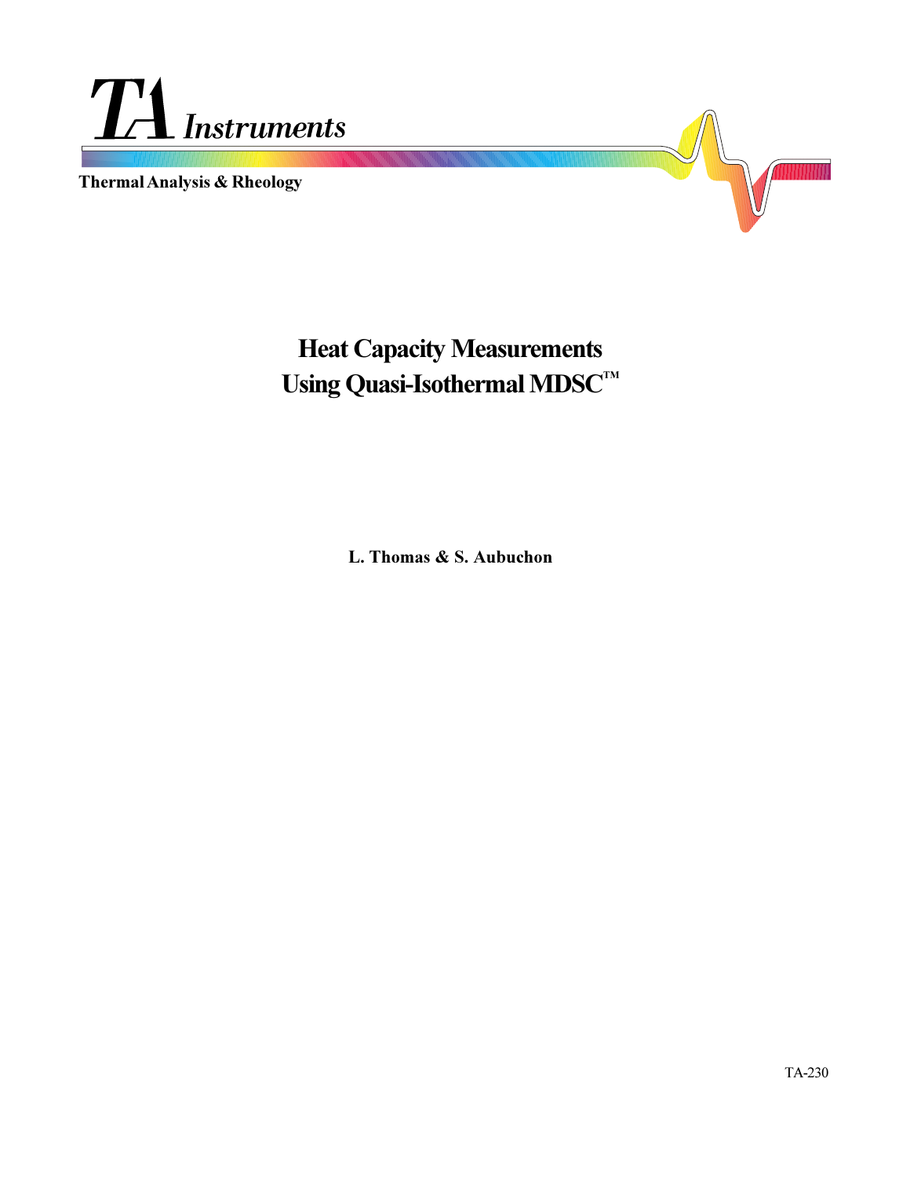TA Instruments

Thermal Analysis & Rheology

# Heat Capacity Measurements Using Quasi-Isothermal MDSC™

**L. Thomas & S. Aubuchon**

TA-230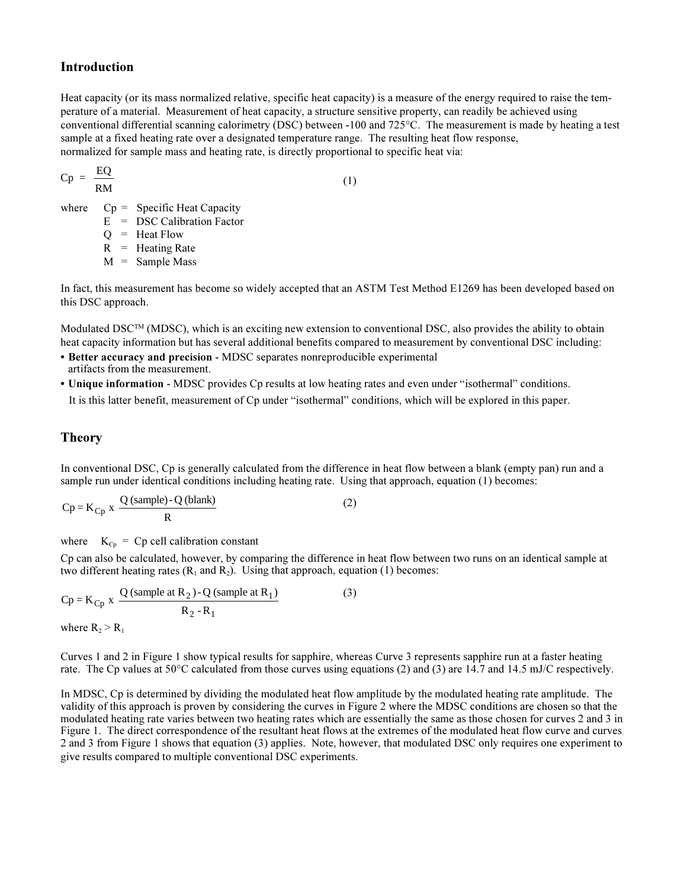## Introduction

Heat capacity (or its mass normalized relative, specific heat capacity) is a measure of the energy required to raise the temperature of a material. Measurement of heat capacity, a structure sensitive property, can readily be achieved using conventional differential scanning calorimetry (DSC) between -100 and 725°C. The measurement is made by heating a test sample at a fixed heating rate over a designated temperature range. The resulting heat flow response, normalized for sample mass and heating rate, is directly proportional to specific heat via:

$$Cp = \frac{EQ}{RM} \qquad (1)$$

where
- Cp = Specific Heat Capacity
- E = DSC Calibration Factor
- Q = Heat Flow
- R = Heating Rate
- M = Sample Mass

In fact, this measurement has become so widely accepted that an ASTM Test Method E1269 has been developed based on this DSC approach.

Modulated DSC™ (MDSC), which is an exciting new extension to conventional DSC, also provides the ability to obtain heat capacity information but has several additional benefits compared to measurement by conventional DSC including:

- **Better accuracy and precision** - MDSC separates nonreproducible experimental artifacts from the measurement.
- **Unique information** - MDSC provides Cp results at low heating rates and even under "isothermal" conditions.

It is this latter benefit, measurement of Cp under "isothermal" conditions, which will be explored in this paper.

## Theory

In conventional DSC, Cp is generally calculated from the difference in heat flow between a blank (empty pan) run and a sample run under identical conditions including heating rate. Using that approach, equation (1) becomes:

$$Cp = K_{Cp} \times \frac{Q\,(\text{sample}) - Q\,(\text{blank})}{R} \qquad (2)$$

where $K_{Cp}$ = Cp cell calibration constant

Cp can also be calculated, however, by comparing the difference in heat flow between two runs on an identical sample at two different heating rates ($R_1$ and $R_2$). Using that approach, equation (1) becomes:

$$Cp = K_{Cp} \times \frac{Q\,(\text{sample at } R_2) - Q\,(\text{sample at } R_1)}{R_2 - R_1} \qquad (3)$$

where $R_2 > R_1$

Curves 1 and 2 in Figure 1 show typical results for sapphire, whereas Curve 3 represents sapphire run at a faster heating rate. The Cp values at 50°C calculated from those curves using equations (2) and (3) are 14.7 and 14.5 mJ/C respectively.

In MDSC, Cp is determined by dividing the modulated heat flow amplitude by the modulated heating rate amplitude. The validity of this approach is proven by considering the curves in Figure 2 where the MDSC conditions are chosen so that the modulated heating rate varies between two heating rates which are essentially the same as those chosen for curves 2 and 3 in Figure 1. The direct correspondence of the resultant heat flows at the extremes of the modulated heat flow curve and curves 2 and 3 from Figure 1 shows that equation (3) applies. Note, however, that modulated DSC only requires one experiment to give results compared to multiple conventional DSC experiments.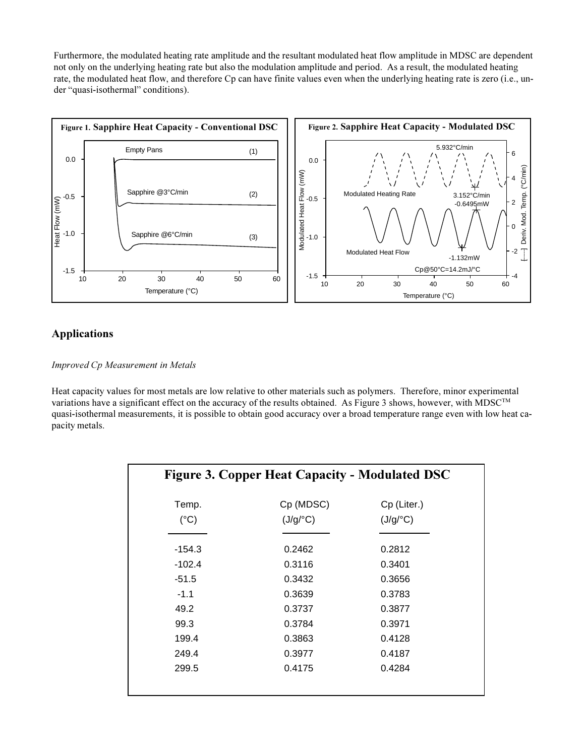Furthermore, the modulated heating rate amplitude and the resultant modulated heat flow amplitude in MDSC are dependent not only on the underlying heating rate but also the modulation amplitude and period. As a result, the modulated heating rate, the modulated heat flow, and therefore Cp can have finite values even when the underlying heating rate is zero (i.e., under "quasi-isothermal" conditions).

**Figure 1.** Sapphire Heat Capacity - Conventional DSC

**Figure 2.** Sapphire Heat Capacity - Modulated DSC

## Applications

*Improved Cp Measurement in Metals*

Heat capacity values for most metals are low relative to other materials such as polymers. Therefore, minor experimental variations have a significant effect on the accuracy of the results obtained. As Figure 3 shows, however, with MDSC™ quasi-isothermal measurements, it is possible to obtain good accuracy over a broad temperature range even with low heat capacity metals.

**Figure 3. Copper Heat Capacity - Modulated DSC**

| Temp. (°C) | Cp (MDSC) (J/g/°C) | Cp (Liter.) (J/g/°C) |
|---|---|---|
| -154.3 | 0.2462 | 0.2812 |
| -102.4 | 0.3116 | 0.3401 |
| -51.5 | 0.3432 | 0.3656 |
| -1.1 | 0.3639 | 0.3783 |
| 49.2 | 0.3737 | 0.3877 |
| 99.3 | 0.3784 | 0.3971 |
| 199.4 | 0.3863 | 0.4128 |
| 249.4 | 0.3977 | 0.4187 |
| 299.5 | 0.4175 | 0.4284 |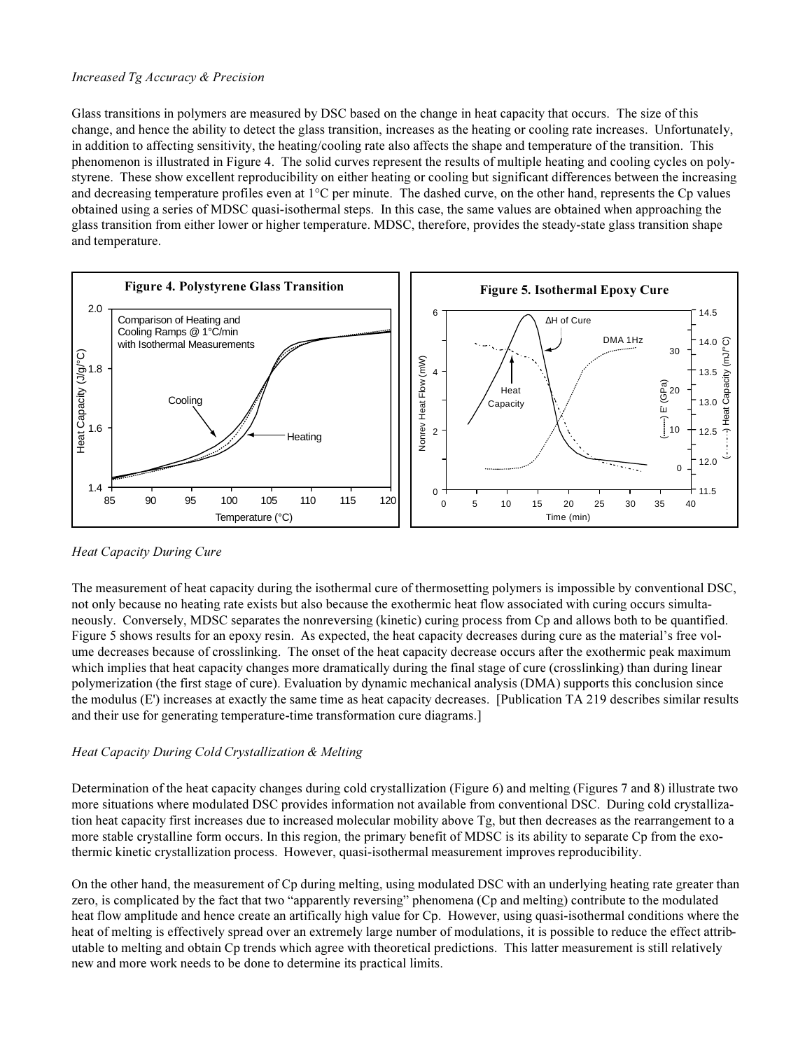*Increased Tg Accuracy & Precision*

Glass transitions in polymers are measured by DSC based on the change in heat capacity that occurs. The size of this change, and hence the ability to detect the glass transition, increases as the heating or cooling rate increases. Unfortunately, in addition to affecting sensitivity, the heating/cooling rate also affects the shape and temperature of the transition. This phenomenon is illustrated in Figure 4. The solid curves represent the results of multiple heating and cooling cycles on polystyrene. These show excellent reproducibility on either heating or cooling but significant differences between the increasing and decreasing temperature profiles even at 1°C per minute. The dashed curve, on the other hand, represents the Cp values obtained using a series of MDSC quasi-isothermal steps. In this case, the same values are obtained when approaching the glass transition from either lower or higher temperature. MDSC, therefore, provides the steady-state glass transition shape and temperature.

**Figure 4. Polystyrene Glass Transition**

**Figure 5. Isothermal Epoxy Cure**

*Heat Capacity During Cure*

The measurement of heat capacity during the isothermal cure of thermosetting polymers is impossible by conventional DSC, not only because no heating rate exists but also because the exothermic heat flow associated with curing occurs simultaneously. Conversely, MDSC separates the nonreversing (kinetic) curing process from Cp and allows both to be quantified. Figure 5 shows results for an epoxy resin. As expected, the heat capacity decreases during cure as the material's free volume decreases because of crosslinking. The onset of the heat capacity decrease occurs after the exothermic peak maximum which implies that heat capacity changes more dramatically during the final stage of cure (crosslinking) than during linear polymerization (the first stage of cure). Evaluation by dynamic mechanical analysis (DMA) supports this conclusion since the modulus (E') increases at exactly the same time as heat capacity decreases. [Publication TA 219 describes similar results and their use for generating temperature-time transformation cure diagrams.]

*Heat Capacity During Cold Crystallization & Melting*

Determination of the heat capacity changes during cold crystallization (Figure 6) and melting (Figures 7 and 8) illustrate two more situations where modulated DSC provides information not available from conventional DSC. During cold crystallization heat capacity first increases due to increased molecular mobility above Tg, but then decreases as the rearrangement to a more stable crystalline form occurs. In this region, the primary benefit of MDSC is its ability to separate Cp from the exothermic kinetic crystallization process. However, quasi-isothermal measurement improves reproducibility.

On the other hand, the measurement of Cp during melting, using modulated DSC with an underlying heating rate greater than zero, is complicated by the fact that two "apparently reversing" phenomena (Cp and melting) contribute to the modulated heat flow amplitude and hence create an artifically high value for Cp. However, using quasi-isothermal conditions where the heat of melting is effectively spread over an extremely large number of modulations, it is possible to reduce the effect attributable to melting and obtain Cp trends which agree with theoretical predictions. This latter measurement is still relatively new and more work needs to be done to determine its practical limits.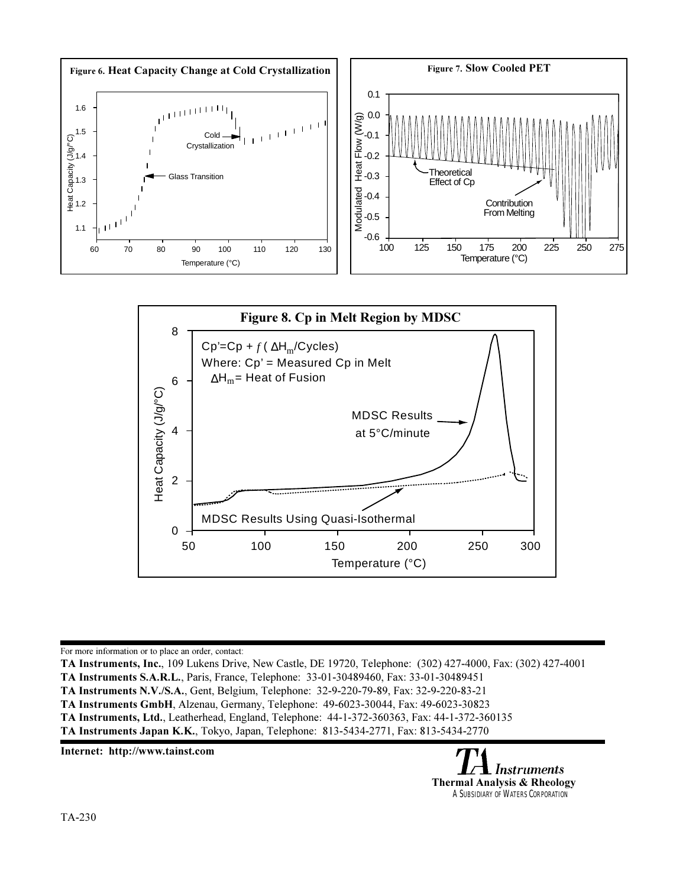**Figure 6. Heat Capacity Change at Cold Crystallization**

Heat Capacity (J/g/°C)

1.6
1.5
1.4
1.3
1.2
1.1

60 70 80 90 100 110 120 130

Temperature (°C)

Cold Crystallization

Glass Transition

**Figure 7. Slow Cooled PET**

Modulated Heat Flow (W/g)

0.1
0.0
-0.1
-0.2
-0.3
-0.4
-0.5
-0.6

100 125 150 175 200 225 250 275

Temperature (°C)

Theoretical Effect of Cp

Contribution From Melting

**Figure 8. Cp in Melt Region by MDSC**

$Cp' = Cp + f(\Delta H_m/\text{Cycles})$

Where: Cp' = Measured Cp in Melt

$\Delta H_m$ = Heat of Fusion

MDSC Results at 5°C/minute

MDSC Results Using Quasi-Isothermal

Heat Capacity (J/g/°C)

8
6
4
2
0

50 100 150 200 250 300

Temperature (°C)

For more information or to place an order, contact:

**TA Instruments, Inc.**, 109 Lukens Drive, New Castle, DE 19720, Telephone: (302) 427-4000, Fax: (302) 427-4001
**TA Instruments S.A.R.L.**, Paris, France, Telephone: 33-01-30489460, Fax: 33-01-30489451
**TA Instruments N.V./S.A.**, Gent, Belgium, Telephone: 32-9-220-79-89, Fax: 32-9-220-83-21
**TA Instruments GmbH**, Alzenau, Germany, Telephone: 49-6023-30044, Fax: 49-6023-30823
**TA Instruments, Ltd.**, Leatherhead, England, Telephone: 44-1-372-360363, Fax: 44-1-372-360135
**TA Instruments Japan K.K.**, Tokyo, Japan, Telephone: 813-5434-2771, Fax: 813-5434-2770

**Internet: http://www.tainst.com**

TA Instruments
**Thermal Analysis & Rheology**
A SUBSIDIARY OF WATERS CORPORATION

TA-230